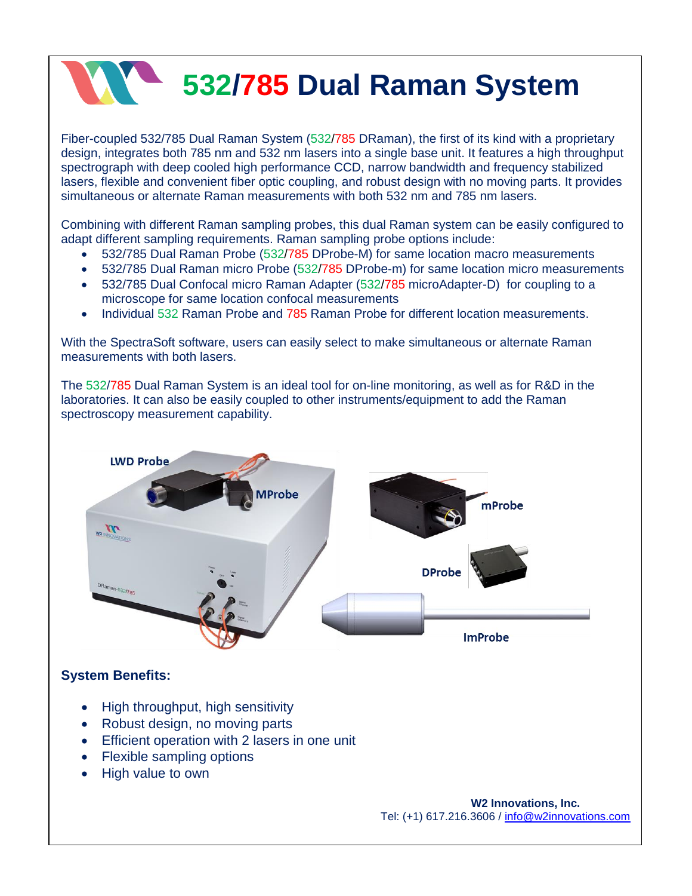# 532/785 Dual Raman System

Fiber-coupled 532/785 Dual Raman System (532/785 DRaman), the first of its kind with a proprietary design, integrates both 785 nm and 532 nm lasers into a single base unit. It features a high throughput spectrograph with deep cooled high performance CCD, narrow bandwidth and frequency stabilized lasers, flexible and convenient fiber optic coupling, and robust design with no moving parts. It provides simultaneous or alternate Raman measurements with both 532 nm and 785 nm lasers.

Combining with different Raman sampling probes, this dual Raman system can be easily configured to adapt different sampling requirements. Raman sampling probe options include:

- 532/785 Dual Raman Probe (532/785 DProbe-M) for same location macro measurements
- 532/785 Dual Raman micro Probe (532/785 DProbe-m) for same location micro measurements
- 532/785 Dual Confocal micro Raman Adapter (532/785 microAdapter-D) for coupling to a microscope for same location confocal measurements
- Individual 532 Raman Probe and 785 Raman Probe for different location measurements.

With the SpectraSoft software, users can easily select to make simultaneous or alternate Raman measurements with both lasers.

The 532/785 Dual Raman System is an ideal tool for on-line monitoring, as well as for R&D in the laboratories. It can also be easily coupled to other instruments/equipment to add the Raman spectroscopy measurement capability.

LWD Probe, MProbe, mProbe, DProbe, ImProbe

## System Benefits:

- High throughput, high sensitivity
- Robust design, no moving parts
- Efficient operation with 2 lasers in one unit
- Flexible sampling options
- High value to own

**W2 Innovations, Inc.**
Tel: (+1) 617.216.3606 / info@w2innovations.com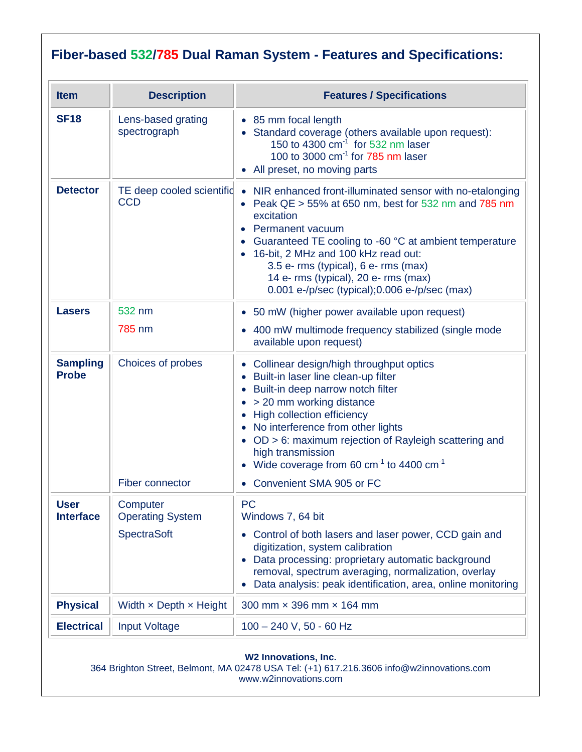## Fiber-based 532/785 Dual Raman System - Features and Specifications:

| Item | Description | Features / Specifications |
|---|---|---|
| **SF18** | Lens-based grating spectrograph | • 85 mm focal length<br>• Standard coverage (others available upon request):<br>150 to 4300 $cm^{-1}$ for 532 nm laser<br>100 to 3000 $cm^{-1}$ for 785 nm laser<br>• All preset, no moving parts |
| **Detector** | TE deep cooled scientific CCD | • NIR enhanced front-illuminated sensor with no-etalonging<br>• Peak QE > 55% at 650 nm, best for 532 nm and 785 nm excitation<br>• Permanent vacuum<br>• Guaranteed TE cooling to -60 °C at ambient temperature<br>• 16-bit, 2 MHz and 100 kHz read out:<br>3.5 e- rms (typical), 6 e- rms (max)<br>14 e- rms (typical), 20 e- rms (max)<br>0.001 e-/p/sec (typical);0.006 e-/p/sec (max) |
| **Lasers** | 532 nm<br>785 nm | • 50 mW (higher power available upon request)<br>• 400 mW multimode frequency stabilized (single mode available upon request) |
| **Sampling Probe** | Choices of probes<br><br>Fiber connector | • Collinear design/high throughput optics<br>• Built-in laser line clean-up filter<br>• Built-in deep narrow notch filter<br>• > 20 mm working distance<br>• High collection efficiency<br>• No interference from other lights<br>• OD > 6: maximum rejection of Rayleigh scattering and high transmission<br>• Wide coverage from 60 $cm^{-1}$ to 4400 $cm^{-1}$<br>• Convenient SMA 905 or FC |
| **User Interface** | Computer<br>Operating System<br>SpectraSoft | PC<br>Windows 7, 64 bit<br>• Control of both lasers and laser power, CCD gain and digitization, system calibration<br>• Data processing: proprietary automatic background removal, spectrum averaging, normalization, overlay<br>• Data analysis: peak identification, area, online monitoring |
| **Physical** | Width × Depth × Height | 300 mm × 396 mm × 164 mm |
| **Electrical** | Input Voltage | 100 – 240 V, 50 - 60 Hz |

**W2 Innovations, Inc.**
364 Brighton Street, Belmont, MA 02478 USA Tel: (+1) 617.216.3606 info@w2innovations.com
www.w2innovations.com